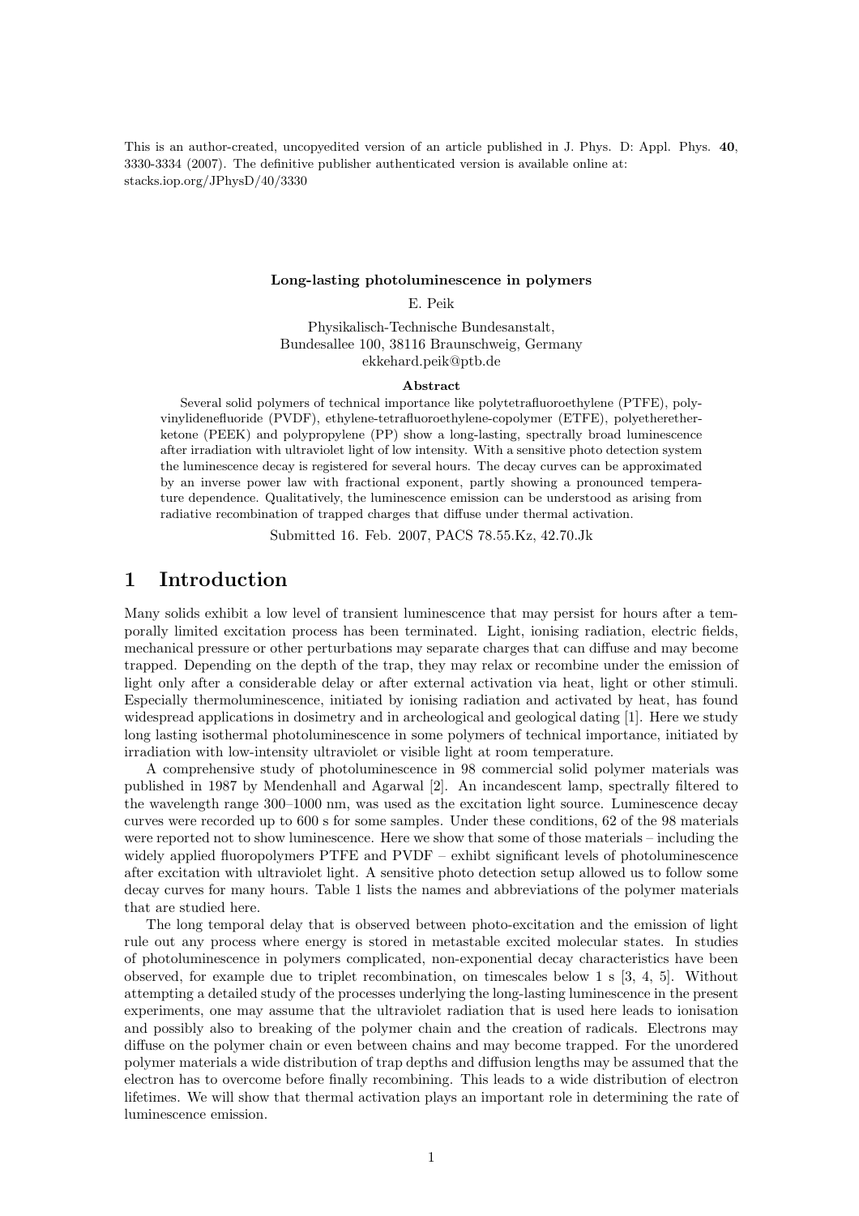This is an author-created, uncopyedited version of an article published in J. Phys. D: Appl. Phys. **40**, 3330-3334 (2007). The definitive publisher authenticated version is available online at: stacks.iop.org/JPhysD/40/3330

**Long-lasting photoluminescence in polymers**

E. Peik

Physikalisch-Technische Bundesanstalt,
Bundesallee 100, 38116 Braunschweig, Germany
ekkehard.peik@ptb.de

**Abstract**

Several solid polymers of technical importance like polytetrafluoroethylene (PTFE), polyvinylidenefluoride (PVDF), ethylene-tetrafluoroethylene-copolymer (ETFE), polyetheretherketone (PEEK) and polypropylene (PP) show a long-lasting, spectrally broad luminescence after irradiation with ultraviolet light of low intensity. With a sensitive photo detection system the luminescence decay is registered for several hours. The decay curves can be approximated by an inverse power law with fractional exponent, partly showing a pronounced temperature dependence. Qualitatively, the luminescence emission can be understood as arising from radiative recombination of trapped charges that diffuse under thermal activation.

Submitted 16. Feb. 2007, PACS 78.55.Kz, 42.70.Jk

# 1 Introduction

Many solids exhibit a low level of transient luminescence that may persist for hours after a temporally limited excitation process has been terminated. Light, ionising radiation, electric fields, mechanical pressure or other perturbations may separate charges that can diffuse and may become trapped. Depending on the depth of the trap, they may relax or recombine under the emission of light only after a considerable delay or after external activation via heat, light or other stimuli. Especially thermoluminescence, initiated by ionising radiation and activated by heat, has found widespread applications in dosimetry and in archeological and geological dating [1]. Here we study long lasting isothermal photoluminescence in some polymers of technical importance, initiated by irradiation with low-intensity ultraviolet or visible light at room temperature.

A comprehensive study of photoluminescence in 98 commercial solid polymer materials was published in 1987 by Mendenhall and Agarwal [2]. An incandescent lamp, spectrally filtered to the wavelength range 300–1000 nm, was used as the excitation light source. Luminescence decay curves were recorded up to 600 s for some samples. Under these conditions, 62 of the 98 materials were reported not to show luminescence. Here we show that some of those materials – including the widely applied fluoropolymers PTFE and PVDF – exhibt significant levels of photoluminescence after excitation with ultraviolet light. A sensitive photo detection setup allowed us to follow some decay curves for many hours. Table 1 lists the names and abbreviations of the polymer materials that are studied here.

The long temporal delay that is observed between photo-excitation and the emission of light rule out any process where energy is stored in metastable excited molecular states. In studies of photoluminescence in polymers complicated, non-exponential decay characteristics have been observed, for example due to triplet recombination, on timescales below 1 s [3, 4, 5]. Without attempting a detailed study of the processes underlying the long-lasting luminescence in the present experiments, one may assume that the ultraviolet radiation that is used here leads to ionisation and possibly also to breaking of the polymer chain and the creation of radicals. Electrons may diffuse on the polymer chain or even between chains and may become trapped. For the unordered polymer materials a wide distribution of trap depths and diffusion lengths may be assumed that the electron has to overcome before finally recombining. This leads to a wide distribution of electron lifetimes. We will show that thermal activation plays an important role in determining the rate of luminescence emission.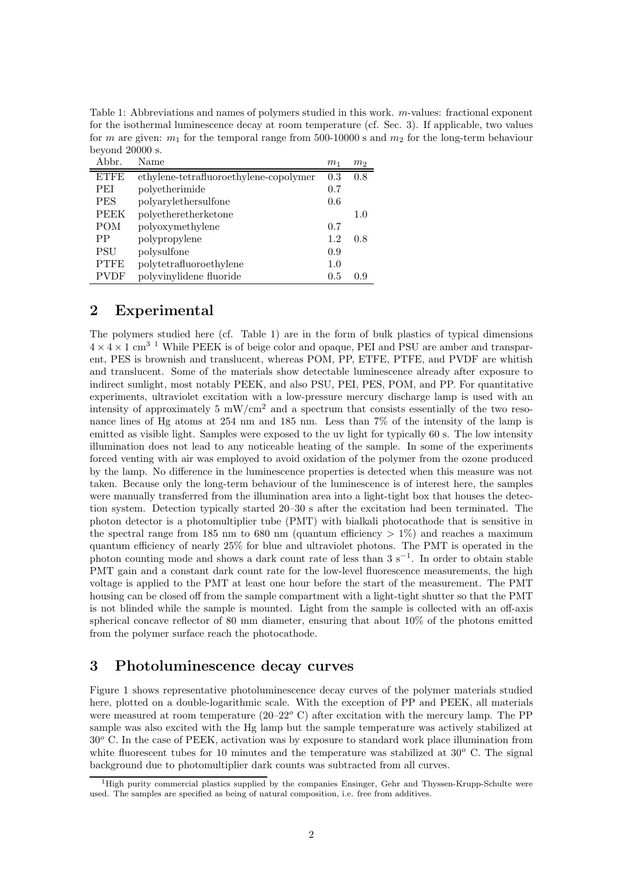Table 1: Abbreviations and names of polymers studied in this work. $m$-values: fractional exponent for the isothermal luminescence decay at room temperature (cf. Sec. 3). If applicable, two values for $m$ are given: $m_1$ for the temporal range from 500-10000 s and $m_2$ for the long-term behaviour beyond 20000 s.

| Abbr. | Name | $m_1$ | $m_2$ |
|---|---|---|---|
| ETFE | ethylene-tetrafluoroethylene-copolymer | 0.3 | 0.8 |
| PEI | polyetherimide | 0.7 | |
| PES | polyarylethersulfone | 0.6 | |
| PEEK | polyetheretherketone | | 1.0 |
| POM | polyoxymethylene | 0.7 | |
| PP | polypropylene | 1.2 | 0.8 |
| PSU | polysulfone | 0.9 | |
| PTFE | polytetrafluoroethylene | 1.0 | |
| PVDF | polyvinylidene fluoride | 0.5 | 0.9 |

## 2 Experimental

The polymers studied here (cf. Table 1) are in the form of bulk plastics of typical dimensions $4 \times 4 \times 1$ cm$^3$ [1] While PEEK is of beige color and opaque, PEI and PSU are amber and transparent, PES is brownish and translucent, whereas POM, PP, ETFE, PTFE, and PVDF are whitish and translucent. Some of the materials show detectable luminescence already after exposure to indirect sunlight, most notably PEEK, and also PSU, PEI, PES, POM, and PP. For quantitative experiments, ultraviolet excitation with a low-pressure mercury discharge lamp is used with an intensity of approximately 5 mW/cm$^2$ and a spectrum that consists essentially of the two resonance lines of Hg atoms at 254 nm and 185 nm. Less than 7% of the intensity of the lamp is emitted as visible light. Samples were exposed to the uv light for typically 60 s. The low intensity illumination does not lead to any noticeable heating of the sample. In some of the experiments forced venting with air was employed to avoid oxidation of the polymer from the ozone produced by the lamp. No difference in the luminescence properties is detected when this measure was not taken. Because only the long-term behaviour of the luminescence is of interest here, the samples were manually transferred from the illumination area into a light-tight box that houses the detection system. Detection typically started 20–30 s after the excitation had been terminated. The photon detector is a photomultiplier tube (PMT) with bialkali photocathode that is sensitive in the spectral range from 185 nm to 680 nm (quantum efficiency > 1%) and reaches a maximum quantum efficiency of nearly 25% for blue and ultraviolet photons. The PMT is operated in the photon counting mode and shows a dark count rate of less than 3 s$^{-1}$. In order to obtain stable PMT gain and a constant dark count rate for the low-level fluorescence measurements, the high voltage is applied to the PMT at least one hour before the start of the measurement. The PMT housing can be closed off from the sample compartment with a light-tight shutter so that the PMT is not blinded while the sample is mounted. Light from the sample is collected with an off-axis spherical concave reflector of 80 mm diameter, ensuring that about 10% of the photons emitted from the polymer surface reach the photocathode.

## 3 Photoluminescence decay curves

Figure 1 shows representative photoluminescence decay curves of the polymer materials studied here, plotted on a double-logarithmic scale. With the exception of PP and PEEK, all materials were measured at room temperature (20–22$^o$ C) after excitation with the mercury lamp. The PP sample was also excited with the Hg lamp but the sample temperature was actively stabilized at 30$^o$ C. In the case of PEEK, activation was by exposure to standard work place illumination from white fluorescent tubes for 10 minutes and the temperature was stabilized at 30$^o$ C. The signal background due to photomultiplier dark counts was subtracted from all curves.

[1] High purity commercial plastics supplied by the companies Ensinger, Gehr and Thyssen-Krupp-Schulte were used. The samples are specified as being of natural composition, i.e. free from additives.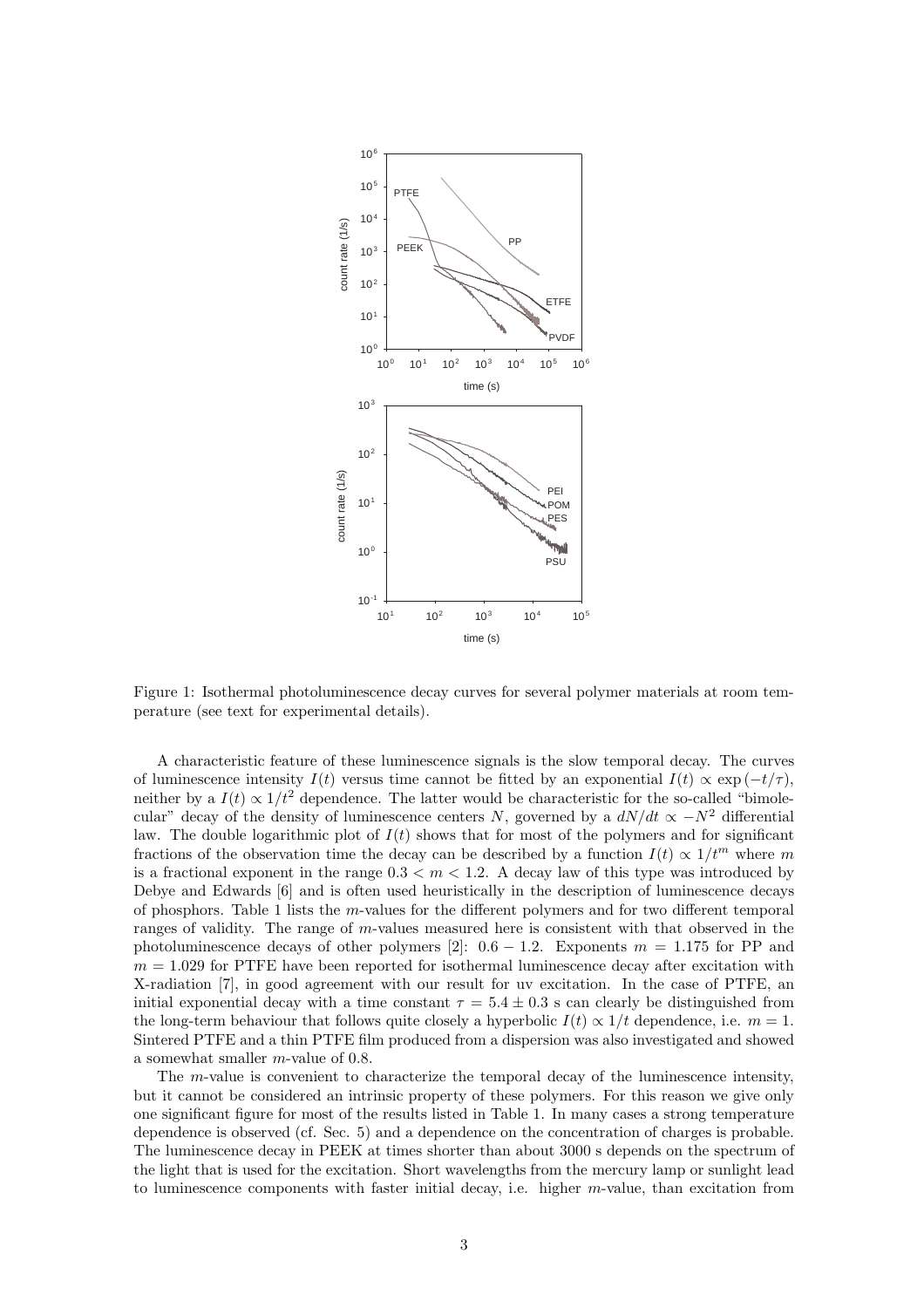Figure 1: Isothermal photoluminescence decay curves for several polymer materials at room temperature (see text for experimental details).

A characteristic feature of these luminescence signals is the slow temporal decay. The curves of luminescence intensity $I(t)$ versus time cannot be fitted by an exponential $I(t) \propto \exp(-t/\tau)$, neither by a $I(t) \propto 1/t^2$ dependence. The latter would be characteristic for the so-called "bimolecular" decay of the density of luminescence centers $N$, governed by a $dN/dt \propto -N^2$ differential law. The double logarithmic plot of $I(t)$ shows that for most of the polymers and for significant fractions of the observation time the decay can be described by a function $I(t) \propto 1/t^m$ where $m$ is a fractional exponent in the range $0.3 < m < 1.2$. A decay law of this type was introduced by Debye and Edwards [6] and is often used heuristically in the description of luminescence decays of phosphors. Table 1 lists the $m$-values for the different polymers and for two different temporal ranges of validity. The range of $m$-values measured here is consistent with that observed in the photoluminescence decays of other polymers [2]: $0.6 - 1.2$. Exponents $m = 1.175$ for PP and $m = 1.029$ for PTFE have been reported for isothermal luminescence decay after excitation with X-radiation [7], in good agreement with our result for uv excitation. In the case of PTFE, an initial exponential decay with a time constant $\tau = 5.4 \pm 0.3$ s can clearly be distinguished from the long-term behaviour that follows quite closely a hyperbolic $I(t) \propto 1/t$ dependence, i.e. $m = 1$. Sintered PTFE and a thin PTFE film produced from a dispersion was also investigated and showed a somewhat smaller $m$-value of 0.8.

The $m$-value is convenient to characterize the temporal decay of the luminescence intensity, but it cannot be considered an intrinsic property of these polymers. For this reason we give only one significant figure for most of the results listed in Table 1. In many cases a strong temperature dependence is observed (cf. Sec. 5) and a dependence on the concentration of charges is probable. The luminescence decay in PEEK at times shorter than about 3000 s depends on the spectrum of the light that is used for the excitation. Short wavelengths from the mercury lamp or sunlight lead to luminescence components with faster initial decay, i.e. higher $m$-value, than excitation from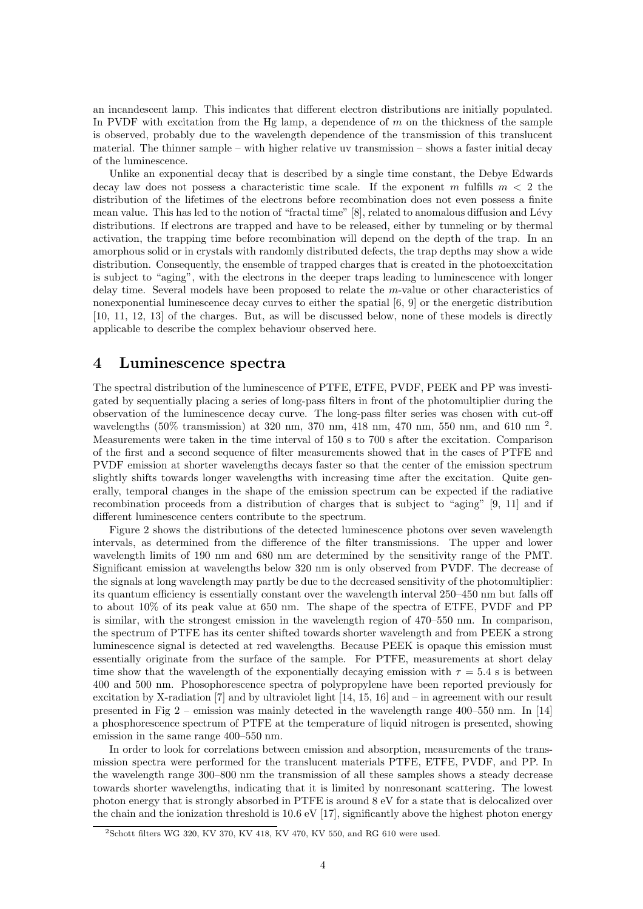an incandescent lamp. This indicates that different electron distributions are initially populated. In PVDF with excitation from the Hg lamp, a dependence of $m$ on the thickness of the sample is observed, probably due to the wavelength dependence of the transmission of this translucent material. The thinner sample – with higher relative uv transmission – shows a faster initial decay of the luminescence.

Unlike an exponential decay that is described by a single time constant, the Debye Edwards decay law does not possess a characteristic time scale. If the exponent $m$ fulfills $m < 2$ the distribution of the lifetimes of the electrons before recombination does not even possess a finite mean value. This has led to the notion of "fractal time" [8], related to anomalous diffusion and Lévy distributions. If electrons are trapped and have to be released, either by tunneling or by thermal activation, the trapping time before recombination will depend on the depth of the trap. In an amorphous solid or in crystals with randomly distributed defects, the trap depths may show a wide distribution. Consequently, the ensemble of trapped charges that is created in the photoexcitation is subject to "aging", with the electrons in the deeper traps leading to luminescence with longer delay time. Several models have been proposed to relate the $m$-value or other characteristics of nonexponential luminescence decay curves to either the spatial [6, 9] or the energetic distribution [10, 11, 12, 13] of the charges. But, as will be discussed below, none of these models is directly applicable to describe the complex behaviour observed here.

# 4 Luminescence spectra

The spectral distribution of the luminescence of PTFE, ETFE, PVDF, PEEK and PP was investigated by sequentially placing a series of long-pass filters in front of the photomultiplier during the observation of the luminescence decay curve. The long-pass filter series was chosen with cut-off wavelengths (50% transmission) at 320 nm, 370 nm, 418 nm, 470 nm, 550 nm, and 610 nm [2]. Measurements were taken in the time interval of 150 s to 700 s after the excitation. Comparison of the first and a second sequence of filter measurements showed that in the cases of PTFE and PVDF emission at shorter wavelengths decays faster so that the center of the emission spectrum slightly shifts towards longer wavelengths with increasing time after the excitation. Quite generally, temporal changes in the shape of the emission spectrum can be expected if the radiative recombination proceeds from a distribution of charges that is subject to "aging" [9, 11] and if different luminescence centers contribute to the spectrum.

Figure 2 shows the distributions of the detected luminescence photons over seven wavelength intervals, as determined from the difference of the filter transmissions. The upper and lower wavelength limits of 190 nm and 680 nm are determined by the sensitivity range of the PMT. Significant emission at wavelengths below 320 nm is only observed from PVDF. The decrease of the signals at long wavelength may partly be due to the decreased sensitivity of the photomultiplier: its quantum efficiency is essentially constant over the wavelength interval 250–450 nm but falls off to about 10% of its peak value at 650 nm. The shape of the spectra of ETFE, PVDF and PP is similar, with the strongest emission in the wavelength region of 470–550 nm. In comparison, the spectrum of PTFE has its center shifted towards shorter wavelength and from PEEK a strong luminescence signal is detected at red wavelengths. Because PEEK is opaque this emission must essentially originate from the surface of the sample. For PTFE, measurements at short delay time show that the wavelength of the exponentially decaying emission with $\tau = 5.4$ s is between 400 and 500 nm. Phosophorescence spectra of polypropylene have been reported previously for excitation by X-radiation [7] and by ultraviolet light [14, 15, 16] and – in agreement with our result presented in Fig 2 – emission was mainly detected in the wavelength range 400–550 nm. In [14] a phosphorescence spectrum of PTFE at the temperature of liquid nitrogen is presented, showing emission in the same range 400–550 nm.

In order to look for correlations between emission and absorption, measurements of the transmission spectra were performed for the translucent materials PTFE, ETFE, PVDF, and PP. In the wavelength range 300–800 nm the transmission of all these samples shows a steady decrease towards shorter wavelengths, indicating that it is limited by nonresonant scattering. The lowest photon energy that is strongly absorbed in PTFE is around 8 eV for a state that is delocalized over the chain and the ionization threshold is 10.6 eV [17], significantly above the highest photon energy

[2] Schott filters WG 320, KV 370, KV 418, KV 470, KV 550, and RG 610 were used.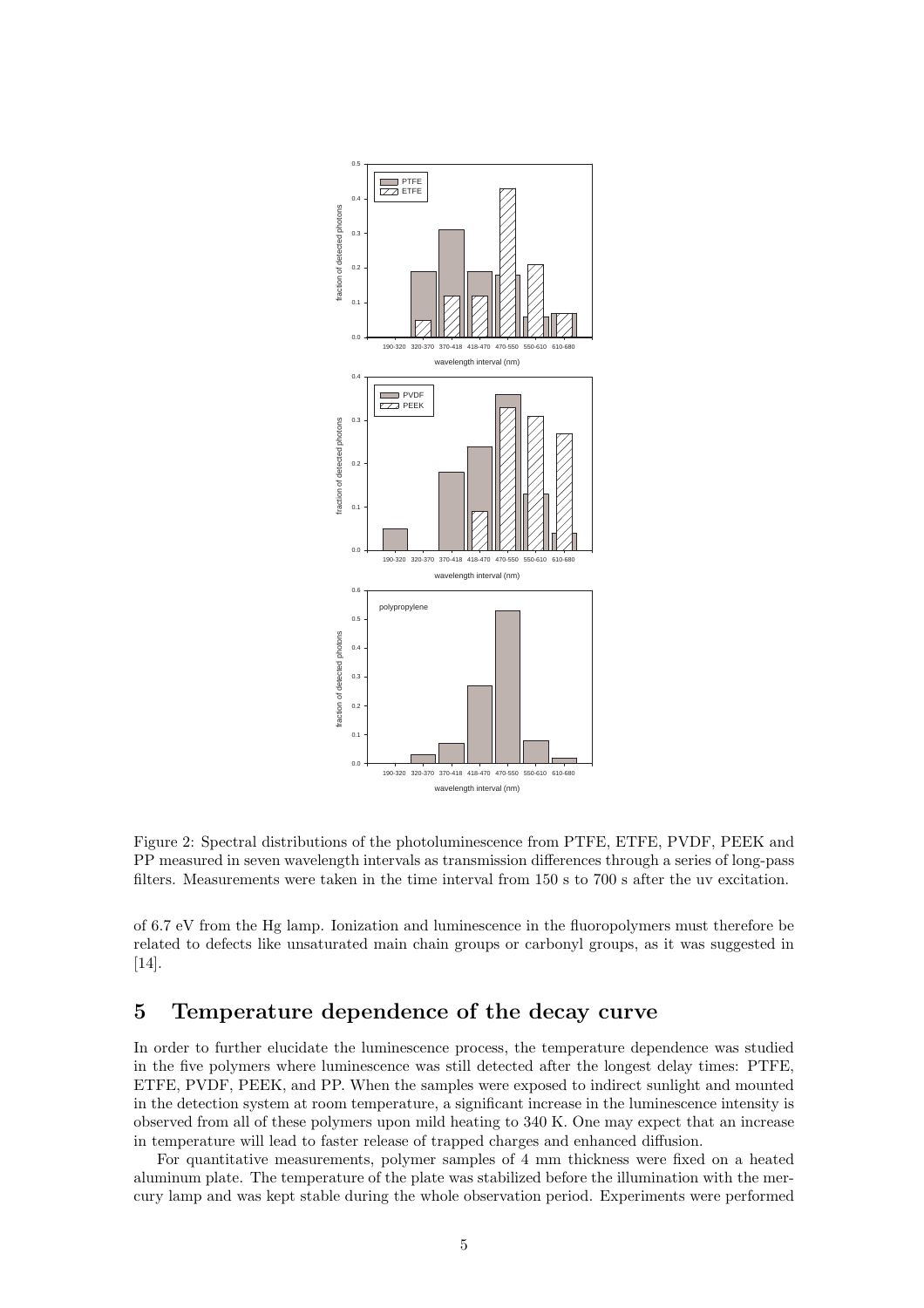Figure 2: Spectral distributions of the photoluminescence from PTFE, ETFE, PVDF, PEEK and PP measured in seven wavelength intervals as transmission differences through a series of long-pass filters. Measurements were taken in the time interval from 150 s to 700 s after the uv excitation.

of 6.7 eV from the Hg lamp. Ionization and luminescence in the fluoropolymers must therefore be related to defects like unsaturated main chain groups or carbonyl groups, as it was suggested in [14].

## 5 Temperature dependence of the decay curve

In order to further elucidate the luminescence process, the temperature dependence was studied in the five polymers where luminescence was still detected after the longest delay times: PTFE, ETFE, PVDF, PEEK, and PP. When the samples were exposed to indirect sunlight and mounted in the detection system at room temperature, a significant increase in the luminescence intensity is observed from all of these polymers upon mild heating to 340 K. One may expect that an increase in temperature will lead to faster release of trapped charges and enhanced diffusion.

For quantitative measurements, polymer samples of 4 mm thickness were fixed on a heated aluminum plate. The temperature of the plate was stabilized before the illumination with the mercury lamp and was kept stable during the whole observation period. Experiments were performed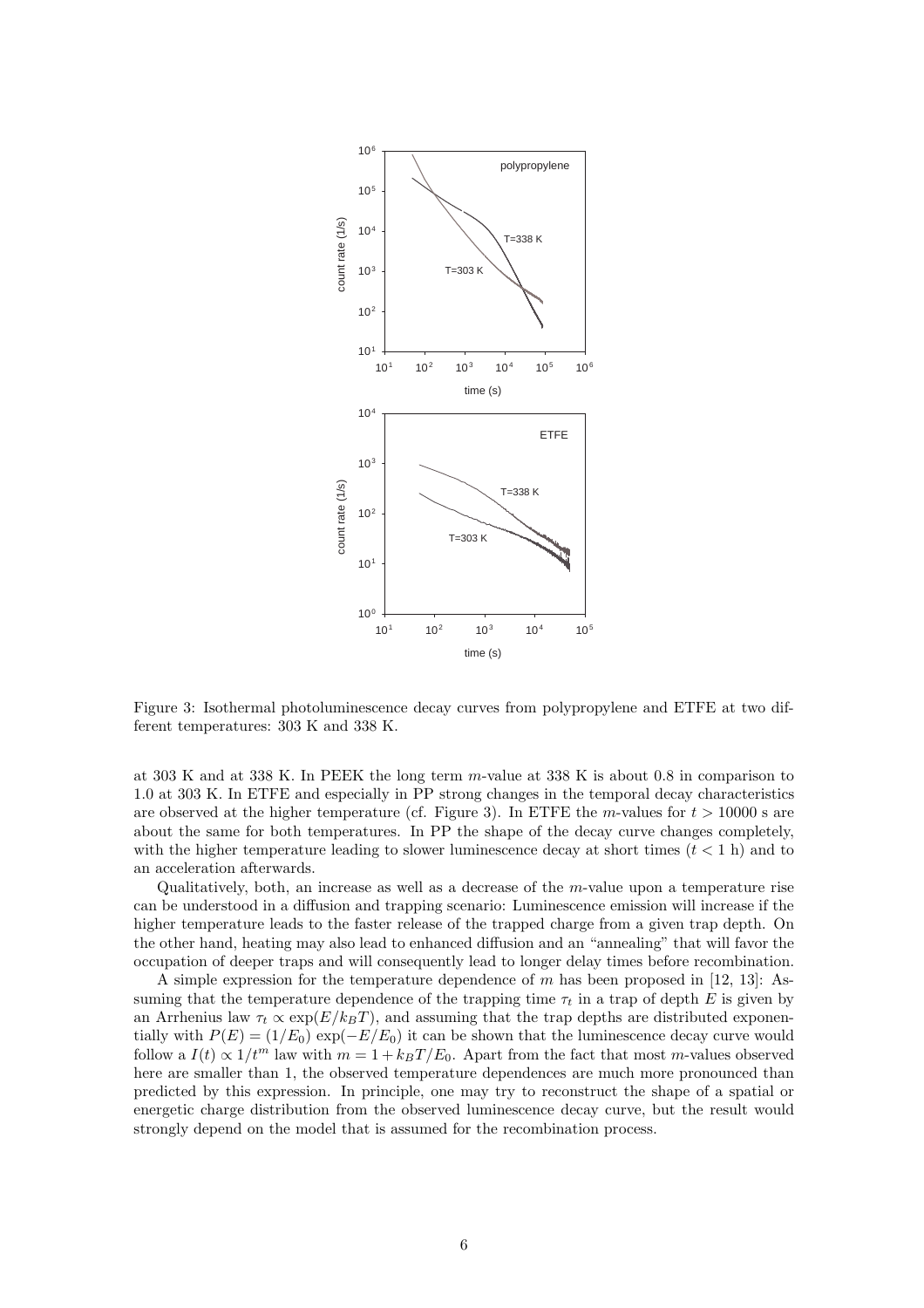Figure 3: Isothermal photoluminescence decay curves from polypropylene and ETFE at two different temperatures: 303 K and 338 K.

at 303 K and at 338 K. In PEEK the long term $m$-value at 338 K is about 0.8 in comparison to 1.0 at 303 K. In ETFE and especially in PP strong changes in the temporal decay characteristics are observed at the higher temperature (cf. Figure 3). In ETFE the $m$-values for $t > 10000$ s are about the same for both temperatures. In PP the shape of the decay curve changes completely, with the higher temperature leading to slower luminescence decay at short times ($t < 1$ h) and to an acceleration afterwards.

Qualitatively, both, an increase as well as a decrease of the $m$-value upon a temperature rise can be understood in a diffusion and trapping scenario: Luminescence emission will increase if the higher temperature leads to the faster release of the trapped charge from a given trap depth. On the other hand, heating may also lead to enhanced diffusion and an "annealing" that will favor the occupation of deeper traps and will consequently lead to longer delay times before recombination.

A simple expression for the temperature dependence of $m$ has been proposed in [12, 13]: Assuming that the temperature dependence of the trapping time $\tau_t$ in a trap of depth $E$ is given by an Arrhenius law $\tau_t \propto \exp(E/k_BT)$, and assuming that the trap depths are distributed exponentially with $P(E) = (1/E_0)\exp(-E/E_0)$ it can be shown that the luminescence decay curve would follow a $I(t) \propto 1/t^m$ law with $m = 1 + k_BT/E_0$. Apart from the fact that most $m$-values observed here are smaller than 1, the observed temperature dependences are much more pronounced than predicted by this expression. In principle, one may try to reconstruct the shape of a spatial or energetic charge distribution from the observed luminescence decay curve, but the result would strongly depend on the model that is assumed for the recombination process.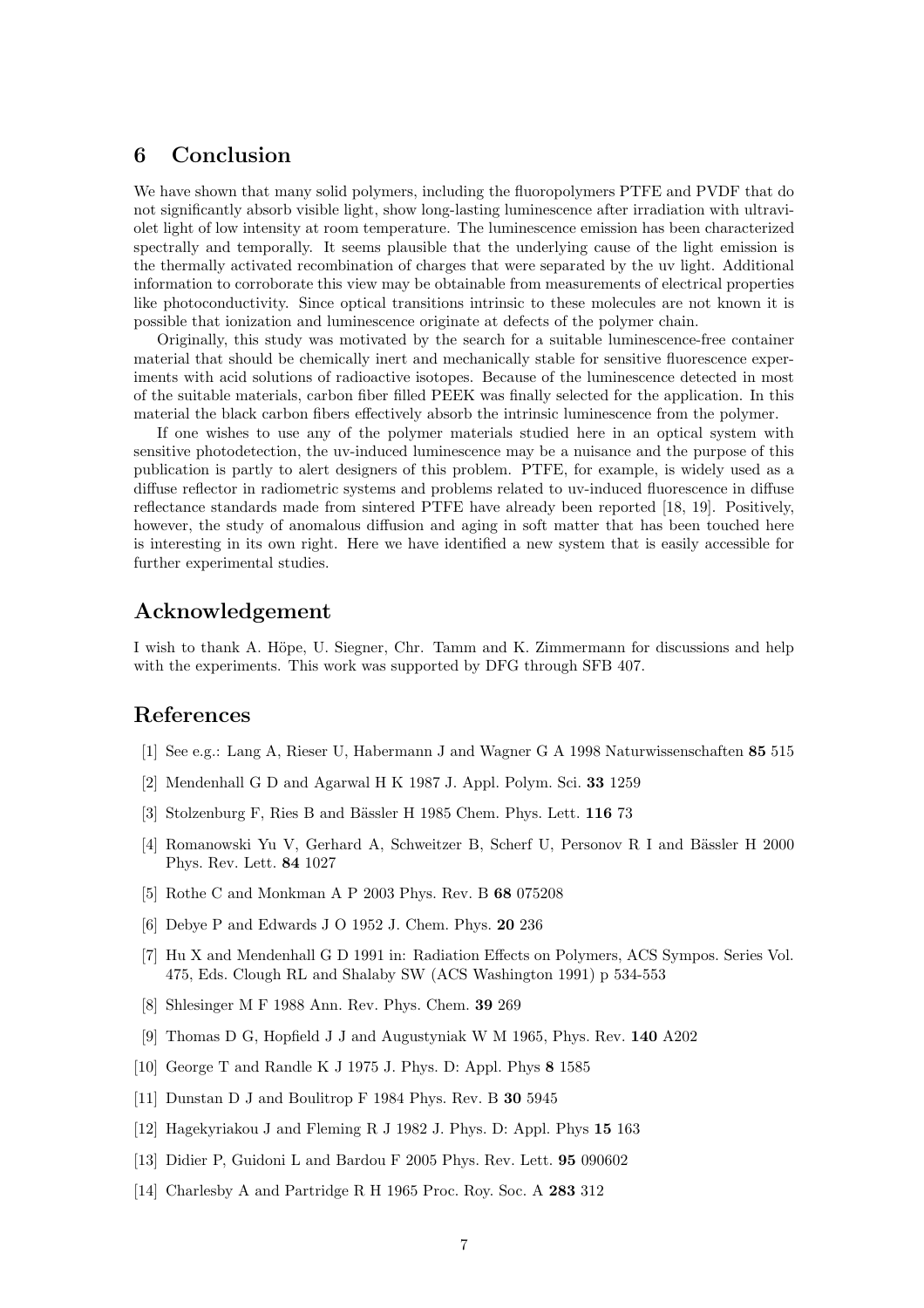## 6 Conclusion

We have shown that many solid polymers, including the fluoropolymers PTFE and PVDF that do not significantly absorb visible light, show long-lasting luminescence after irradiation with ultraviolet light of low intensity at room temperature. The luminescence emission has been characterized spectrally and temporally. It seems plausible that the underlying cause of the light emission is the thermally activated recombination of charges that were separated by the uv light. Additional information to corroborate this view may be obtainable from measurements of electrical properties like photoconductivity. Since optical transitions intrinsic to these molecules are not known it is possible that ionization and luminescence originate at defects of the polymer chain.

Originally, this study was motivated by the search for a suitable luminescence-free container material that should be chemically inert and mechanically stable for sensitive fluorescence experiments with acid solutions of radioactive isotopes. Because of the luminescence detected in most of the suitable materials, carbon fiber filled PEEK was finally selected for the application. In this material the black carbon fibers effectively absorb the intrinsic luminescence from the polymer.

If one wishes to use any of the polymer materials studied here in an optical system with sensitive photodetection, the uv-induced luminescence may be a nuisance and the purpose of this publication is partly to alert designers of this problem. PTFE, for example, is widely used as a diffuse reflector in radiometric systems and problems related to uv-induced fluorescence in diffuse reflectance standards made from sintered PTFE have already been reported [18, 19]. Positively, however, the study of anomalous diffusion and aging in soft matter that has been touched here is interesting in its own right. Here we have identified a new system that is easily accessible for further experimental studies.

## Acknowledgement

I wish to thank A. Höpe, U. Siegner, Chr. Tamm and K. Zimmermann for discussions and help with the experiments. This work was supported by DFG through SFB 407.

## References

[1] See e.g.: Lang A, Rieser U, Habermann J and Wagner G A 1998 Naturwissenschaften **85** 515

[2] Mendenhall G D and Agarwal H K 1987 J. Appl. Polym. Sci. **33** 1259

[3] Stolzenburg F, Ries B and Bässler H 1985 Chem. Phys. Lett. **116** 73

[4] Romanowski Yu V, Gerhard A, Schweitzer B, Scherf U, Personov R I and Bässler H 2000 Phys. Rev. Lett. **84** 1027

[5] Rothe C and Monkman A P 2003 Phys. Rev. B **68** 075208

[6] Debye P and Edwards J O 1952 J. Chem. Phys. **20** 236

[7] Hu X and Mendenhall G D 1991 in: Radiation Effects on Polymers, ACS Sympos. Series Vol. 475, Eds. Clough RL and Shalaby SW (ACS Washington 1991) p 534-553

[8] Shlesinger M F 1988 Ann. Rev. Phys. Chem. **39** 269

[9] Thomas D G, Hopfield J J and Augustyniak W M 1965, Phys. Rev. **140** A202

[10] George T and Randle K J 1975 J. Phys. D: Appl. Phys **8** 1585

[11] Dunstan D J and Boulitrop F 1984 Phys. Rev. B **30** 5945

[12] Hagekyriakou J and Fleming R J 1982 J. Phys. D: Appl. Phys **15** 163

[13] Didier P, Guidoni L and Bardou F 2005 Phys. Rev. Lett. **95** 090602

[14] Charlesby A and Partridge R H 1965 Proc. Roy. Soc. A **283** 312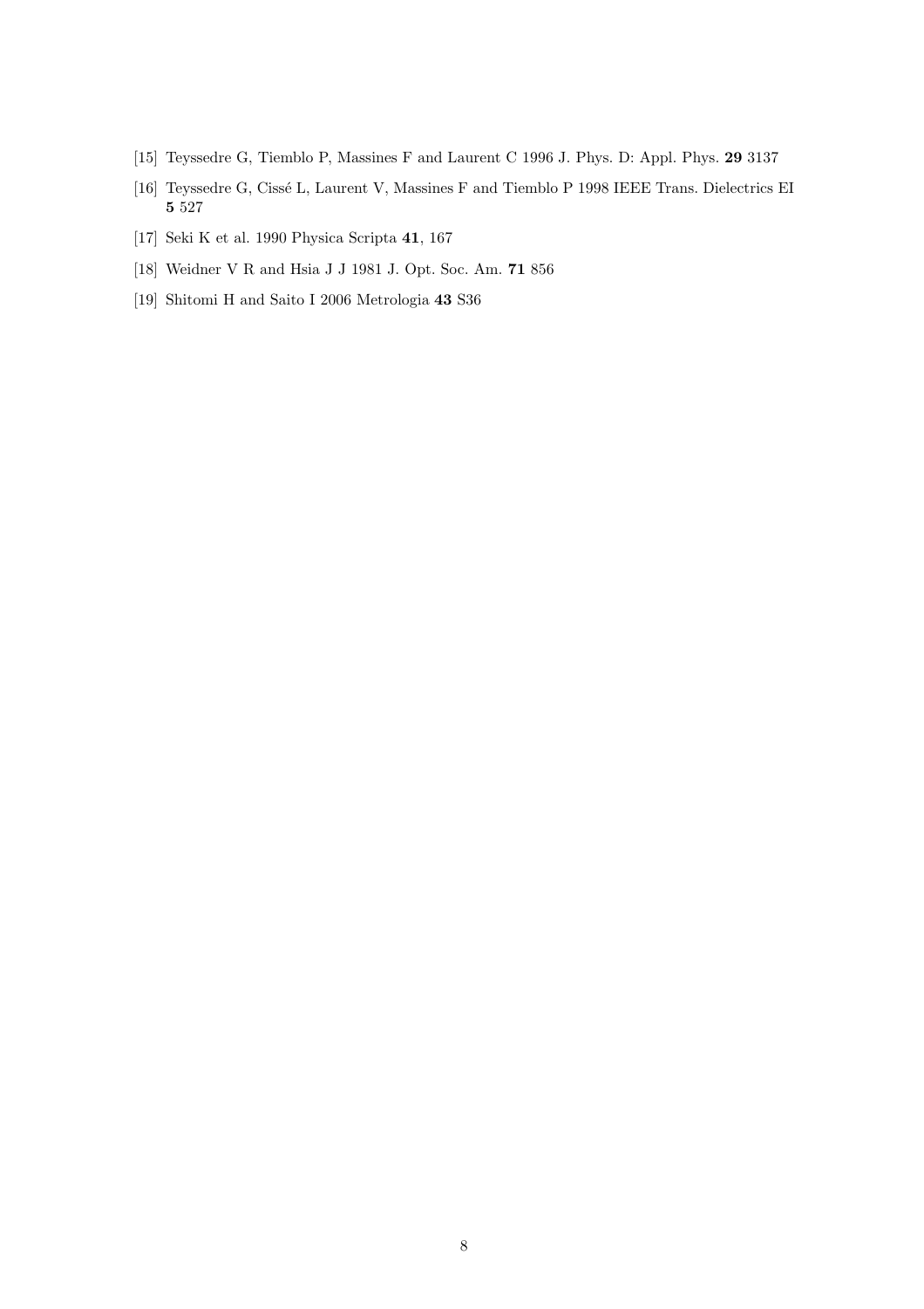[15] Teyssedre G, Tiemblo P, Massines F and Laurent C 1996 J. Phys. D: Appl. Phys. **29** 3137

[16] Teyssedre G, Cissé L, Laurent V, Massines F and Tiemblo P 1998 IEEE Trans. Dielectrics EI **5** 527

[17] Seki K et al. 1990 Physica Scripta **41**, 167

[18] Weidner V R and Hsia J J 1981 J. Opt. Soc. Am. **71** 856

[19] Shitomi H and Saito I 2006 Metrologia **43** S36